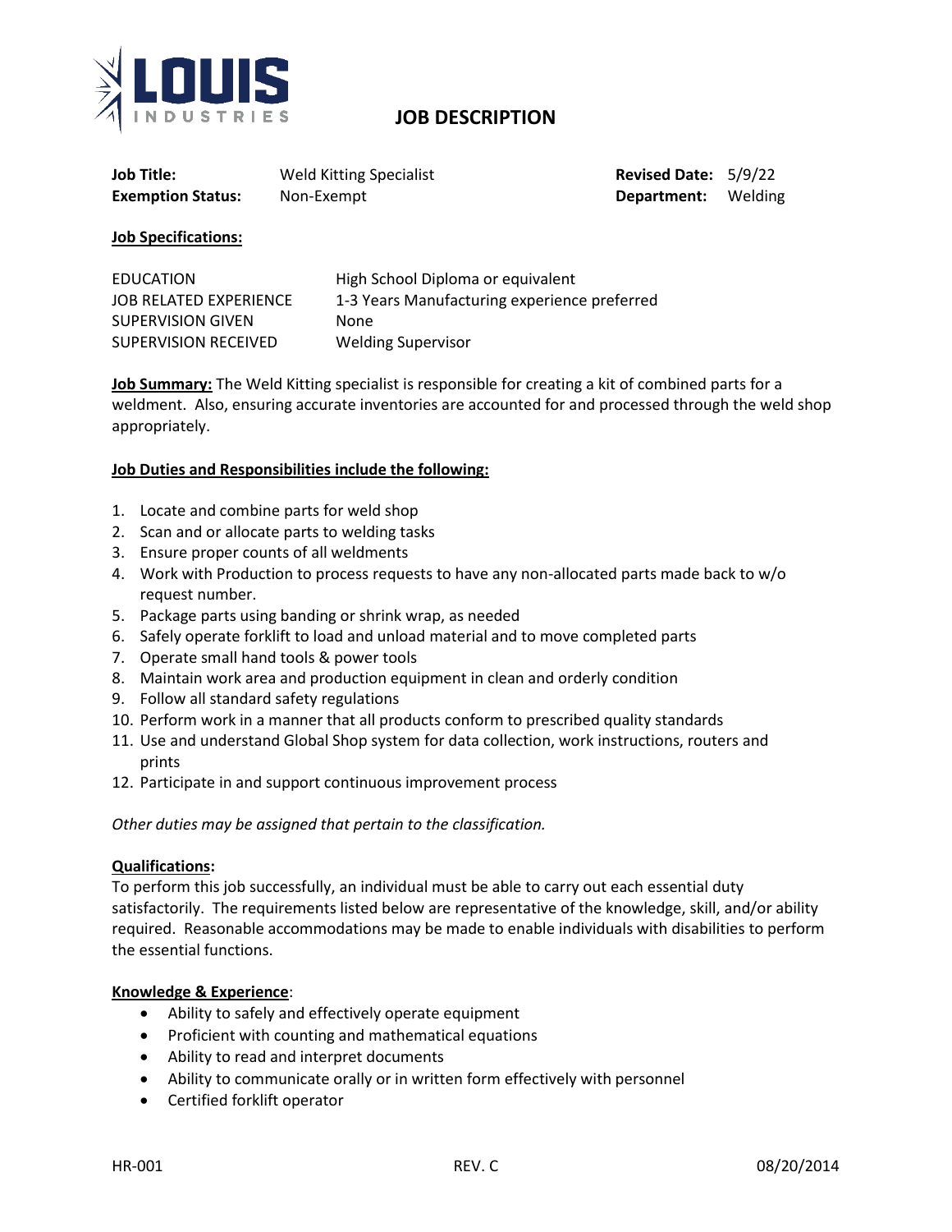LOUIS INDUSTRIES

# JOB DESCRIPTION

| | | | |
|---|---|---|---|
| **Job Title:** | Weld Kitting Specialist | **Revised Date:** | 5/9/22 |
| **Exemption Status:** | Non-Exempt | **Department:** | Welding |

**Job Specifications:**

| | |
|---|---|
| EDUCATION | High School Diploma or equivalent |
| JOB RELATED EXPERIENCE | 1-3 Years Manufacturing experience preferred |
| SUPERVISION GIVEN | None |
| SUPERVISION RECEIVED | Welding Supervisor |

**Job Summary:** The Weld Kitting specialist is responsible for creating a kit of combined parts for a weldment. Also, ensuring accurate inventories are accounted for and processed through the weld shop appropriately.

**Job Duties and Responsibilities include the following:**

1. Locate and combine parts for weld shop
2. Scan and or allocate parts to welding tasks
3. Ensure proper counts of all weldments
4. Work with Production to process requests to have any non-allocated parts made back to w/o request number.
5. Package parts using banding or shrink wrap, as needed
6. Safely operate forklift to load and unload material and to move completed parts
7. Operate small hand tools & power tools
8. Maintain work area and production equipment in clean and orderly condition
9. Follow all standard safety regulations
10. Perform work in a manner that all products conform to prescribed quality standards
11. Use and understand Global Shop system for data collection, work instructions, routers and prints
12. Participate in and support continuous improvement process

*Other duties may be assigned that pertain to the classification.*

**Qualifications:**
To perform this job successfully, an individual must be able to carry out each essential duty satisfactorily. The requirements listed below are representative of the knowledge, skill, and/or ability required. Reasonable accommodations may be made to enable individuals with disabilities to perform the essential functions.

**Knowledge & Experience**:

- Ability to safely and effectively operate equipment
- Proficient with counting and mathematical equations
- Ability to read and interpret documents
- Ability to communicate orally or in written form effectively with personnel
- Certified forklift operator

HR-001 REV. C 08/20/2014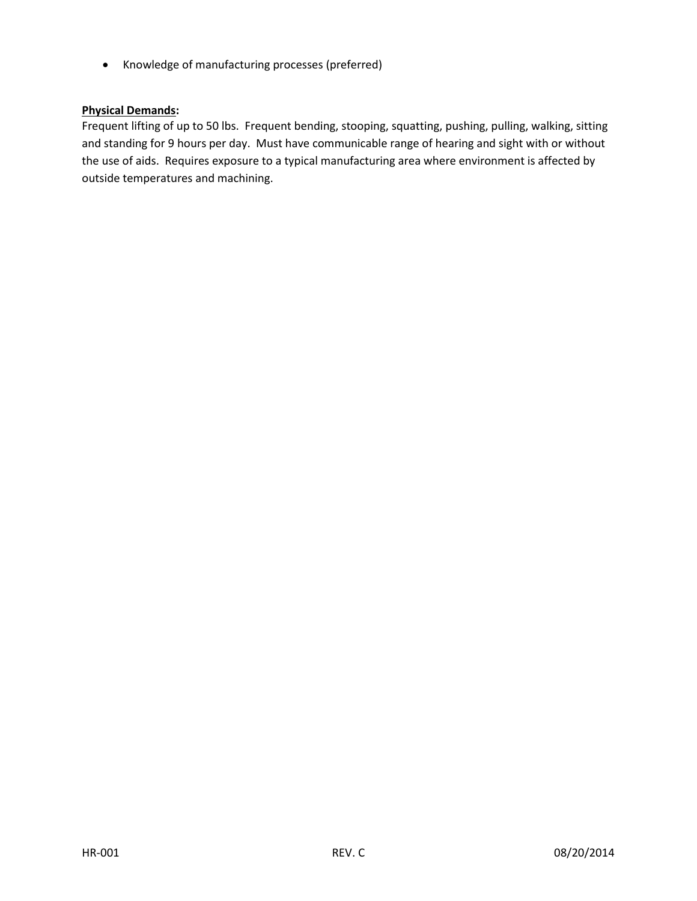- Knowledge of manufacturing processes (preferred)

**Physical Demands:**

Frequent lifting of up to 50 lbs. Frequent bending, stooping, squatting, pushing, pulling, walking, sitting and standing for 9 hours per day. Must have communicable range of hearing and sight with or without the use of aids. Requires exposure to a typical manufacturing area where environment is affected by outside temperatures and machining.